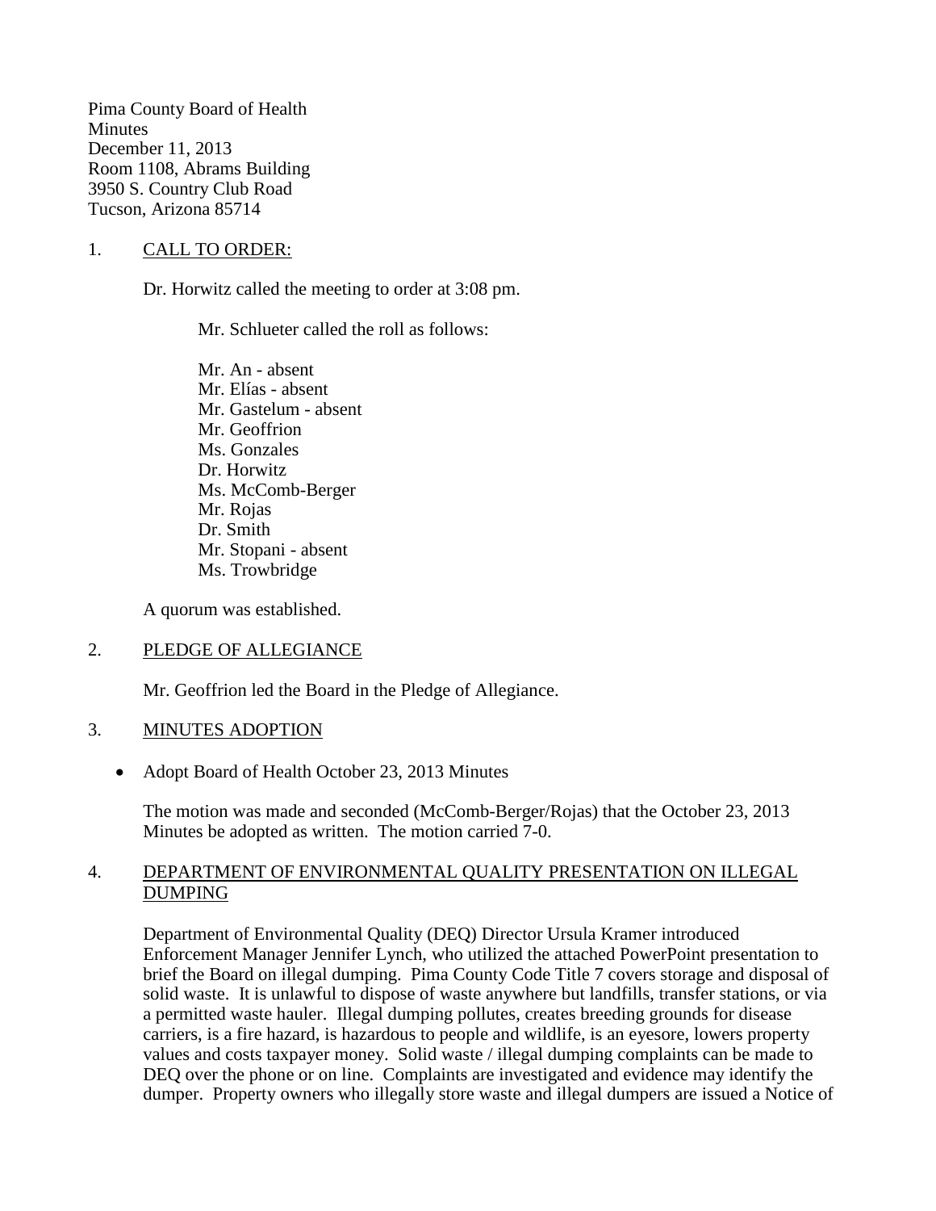Pima County Board of Health
Minutes
December 11, 2013
Room 1108, Abrams Building
3950 S. Country Club Road
Tucson, Arizona 85714

1. <u>CALL TO ORDER:</u>

Dr. Horwitz called the meeting to order at 3:08 pm.

Mr. Schlueter called the roll as follows:

Mr. An - absent
Mr. Elías - absent
Mr. Gastelum - absent
Mr. Geoffrion
Ms. Gonzales
Dr. Horwitz
Ms. McComb-Berger
Mr. Rojas
Dr. Smith
Mr. Stopani - absent
Ms. Trowbridge

A quorum was established.

2. <u>PLEDGE OF ALLEGIANCE</u>

Mr. Geoffrion led the Board in the Pledge of Allegiance.

3. <u>MINUTES ADOPTION</u>

- Adopt Board of Health October 23, 2013 Minutes

The motion was made and seconded (McComb-Berger/Rojas) that the October 23, 2013 Minutes be adopted as written. The motion carried 7-0.

4. <u>DEPARTMENT OF ENVIRONMENTAL QUALITY PRESENTATION ON ILLEGAL DUMPING</u>

Department of Environmental Quality (DEQ) Director Ursula Kramer introduced Enforcement Manager Jennifer Lynch, who utilized the attached PowerPoint presentation to brief the Board on illegal dumping. Pima County Code Title 7 covers storage and disposal of solid waste. It is unlawful to dispose of waste anywhere but landfills, transfer stations, or via a permitted waste hauler. Illegal dumping pollutes, creates breeding grounds for disease carriers, is a fire hazard, is hazardous to people and wildlife, is an eyesore, lowers property values and costs taxpayer money. Solid waste / illegal dumping complaints can be made to DEQ over the phone or on line. Complaints are investigated and evidence may identify the dumper. Property owners who illegally store waste and illegal dumpers are issued a Notice of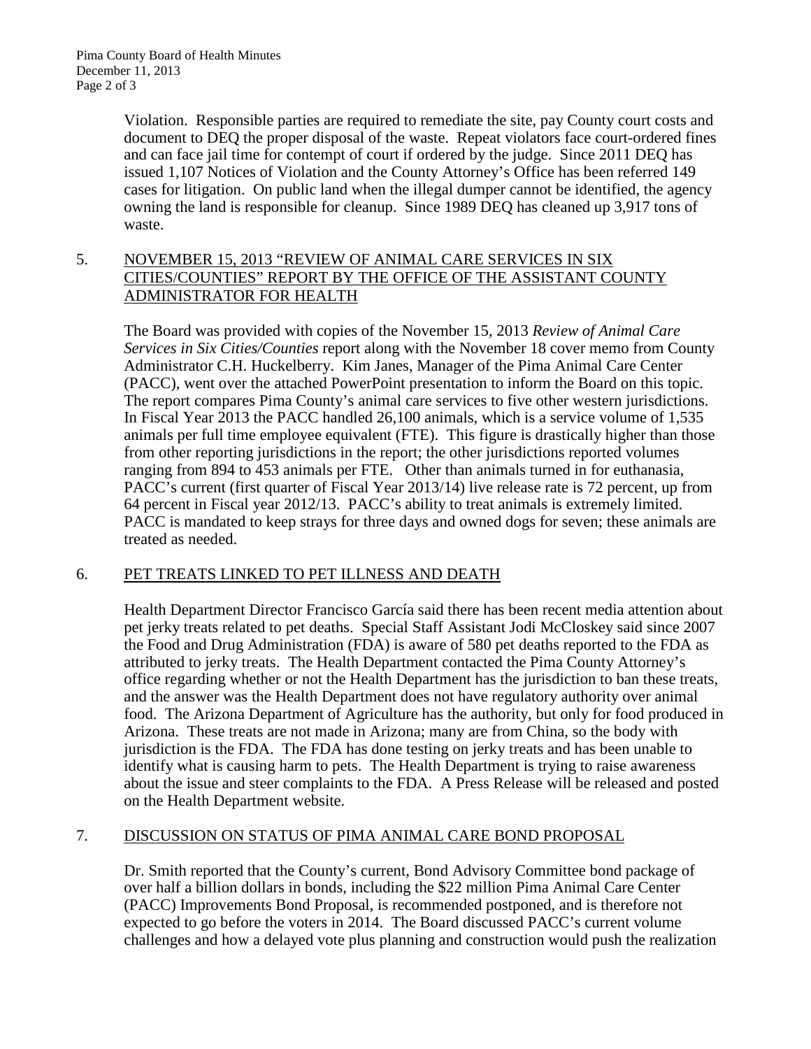Violation. Responsible parties are required to remediate the site, pay County court costs and document to DEQ the proper disposal of the waste. Repeat violators face court-ordered fines and can face jail time for contempt of court if ordered by the judge. Since 2011 DEQ has issued 1,107 Notices of Violation and the County Attorney's Office has been referred 149 cases for litigation. On public land when the illegal dumper cannot be identified, the agency owning the land is responsible for cleanup. Since 1989 DEQ has cleaned up 3,917 tons of waste.

5. <u>NOVEMBER 15, 2013 "REVIEW OF ANIMAL CARE SERVICES IN SIX CITIES/COUNTIES" REPORT BY THE OFFICE OF THE ASSISTANT COUNTY ADMINISTRATOR FOR HEALTH</u>

The Board was provided with copies of the November 15, 2013 *Review of Animal Care Services in Six Cities/Counties* report along with the November 18 cover memo from County Administrator C.H. Huckelberry. Kim Janes, Manager of the Pima Animal Care Center (PACC), went over the attached PowerPoint presentation to inform the Board on this topic. The report compares Pima County's animal care services to five other western jurisdictions. In Fiscal Year 2013 the PACC handled 26,100 animals, which is a service volume of 1,535 animals per full time employee equivalent (FTE). This figure is drastically higher than those from other reporting jurisdictions in the report; the other jurisdictions reported volumes ranging from 894 to 453 animals per FTE. Other than animals turned in for euthanasia, PACC's current (first quarter of Fiscal Year 2013/14) live release rate is 72 percent, up from 64 percent in Fiscal year 2012/13. PACC's ability to treat animals is extremely limited. PACC is mandated to keep strays for three days and owned dogs for seven; these animals are treated as needed.

6. <u>PET TREATS LINKED TO PET ILLNESS AND DEATH</u>

Health Department Director Francisco García said there has been recent media attention about pet jerky treats related to pet deaths. Special Staff Assistant Jodi McCloskey said since 2007 the Food and Drug Administration (FDA) is aware of 580 pet deaths reported to the FDA as attributed to jerky treats. The Health Department contacted the Pima County Attorney's office regarding whether or not the Health Department has the jurisdiction to ban these treats, and the answer was the Health Department does not have regulatory authority over animal food. The Arizona Department of Agriculture has the authority, but only for food produced in Arizona. These treats are not made in Arizona; many are from China, so the body with jurisdiction is the FDA. The FDA has done testing on jerky treats and has been unable to identify what is causing harm to pets. The Health Department is trying to raise awareness about the issue and steer complaints to the FDA. A Press Release will be released and posted on the Health Department website.

7. <u>DISCUSSION ON STATUS OF PIMA ANIMAL CARE BOND PROPOSAL</u>

Dr. Smith reported that the County's current, Bond Advisory Committee bond package of over half a billion dollars in bonds, including the $22 million Pima Animal Care Center (PACC) Improvements Bond Proposal, is recommended postponed, and is therefore not expected to go before the voters in 2014. The Board discussed PACC's current volume challenges and how a delayed vote plus planning and construction would push the realization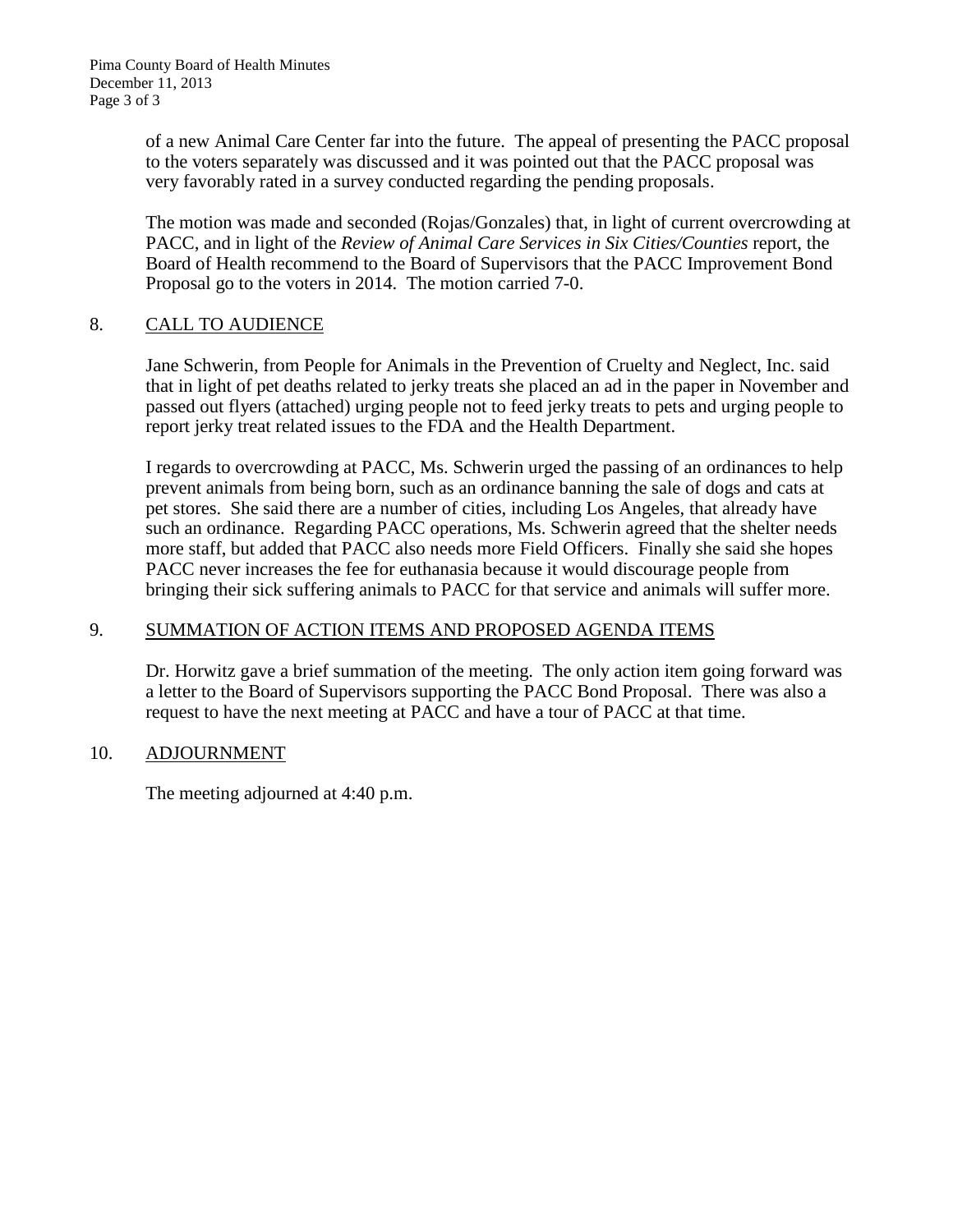of a new Animal Care Center far into the future. The appeal of presenting the PACC proposal to the voters separately was discussed and it was pointed out that the PACC proposal was very favorably rated in a survey conducted regarding the pending proposals.

The motion was made and seconded (Rojas/Gonzales) that, in light of current overcrowding at PACC, and in light of the *Review of Animal Care Services in Six Cities/Counties* report, the Board of Health recommend to the Board of Supervisors that the PACC Improvement Bond Proposal go to the voters in 2014. The motion carried 7-0.

## 8. CALL TO AUDIENCE

Jane Schwerin, from People for Animals in the Prevention of Cruelty and Neglect, Inc. said that in light of pet deaths related to jerky treats she placed an ad in the paper in November and passed out flyers (attached) urging people not to feed jerky treats to pets and urging people to report jerky treat related issues to the FDA and the Health Department.

I regards to overcrowding at PACC, Ms. Schwerin urged the passing of an ordinances to help prevent animals from being born, such as an ordinance banning the sale of dogs and cats at pet stores. She said there are a number of cities, including Los Angeles, that already have such an ordinance. Regarding PACC operations, Ms. Schwerin agreed that the shelter needs more staff, but added that PACC also needs more Field Officers. Finally she said she hopes PACC never increases the fee for euthanasia because it would discourage people from bringing their sick suffering animals to PACC for that service and animals will suffer more.

## 9. SUMMATION OF ACTION ITEMS AND PROPOSED AGENDA ITEMS

Dr. Horwitz gave a brief summation of the meeting. The only action item going forward was a letter to the Board of Supervisors supporting the PACC Bond Proposal. There was also a request to have the next meeting at PACC and have a tour of PACC at that time.

## 10. ADJOURNMENT

The meeting adjourned at 4:40 p.m.